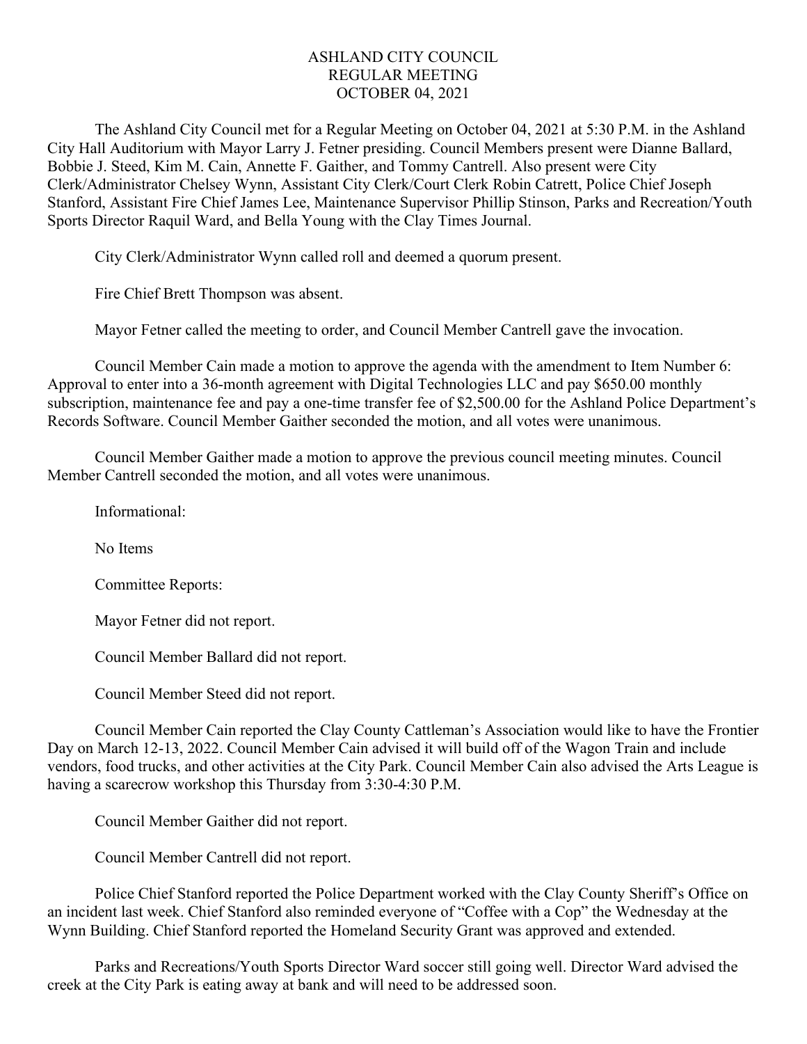# ASHLAND CITY COUNCIL
## REGULAR MEETING
## OCTOBER 04, 2021

The Ashland City Council met for a Regular Meeting on October 04, 2021 at 5:30 P.M. in the Ashland City Hall Auditorium with Mayor Larry J. Fetner presiding. Council Members present were Dianne Ballard, Bobbie J. Steed, Kim M. Cain, Annette F. Gaither, and Tommy Cantrell. Also present were City Clerk/Administrator Chelsey Wynn, Assistant City Clerk/Court Clerk Robin Catrett, Police Chief Joseph Stanford, Assistant Fire Chief James Lee, Maintenance Supervisor Phillip Stinson, Parks and Recreation/Youth Sports Director Raquil Ward, and Bella Young with the Clay Times Journal.

City Clerk/Administrator Wynn called roll and deemed a quorum present.

Fire Chief Brett Thompson was absent.

Mayor Fetner called the meeting to order, and Council Member Cantrell gave the invocation.

Council Member Cain made a motion to approve the agenda with the amendment to Item Number 6: Approval to enter into a 36-month agreement with Digital Technologies LLC and pay $650.00 monthly subscription, maintenance fee and pay a one-time transfer fee of $2,500.00 for the Ashland Police Department's Records Software. Council Member Gaither seconded the motion, and all votes were unanimous.

Council Member Gaither made a motion to approve the previous council meeting minutes. Council Member Cantrell seconded the motion, and all votes were unanimous.

Informational:

No Items

Committee Reports:

Mayor Fetner did not report.

Council Member Ballard did not report.

Council Member Steed did not report.

Council Member Cain reported the Clay County Cattleman's Association would like to have the Frontier Day on March 12-13, 2022. Council Member Cain advised it will build off of the Wagon Train and include vendors, food trucks, and other activities at the City Park. Council Member Cain also advised the Arts League is having a scarecrow workshop this Thursday from 3:30-4:30 P.M.

Council Member Gaither did not report.

Council Member Cantrell did not report.

Police Chief Stanford reported the Police Department worked with the Clay County Sheriff's Office on an incident last week. Chief Stanford also reminded everyone of "Coffee with a Cop" the Wednesday at the Wynn Building. Chief Stanford reported the Homeland Security Grant was approved and extended.

Parks and Recreations/Youth Sports Director Ward soccer still going well. Director Ward advised the creek at the City Park is eating away at bank and will need to be addressed soon.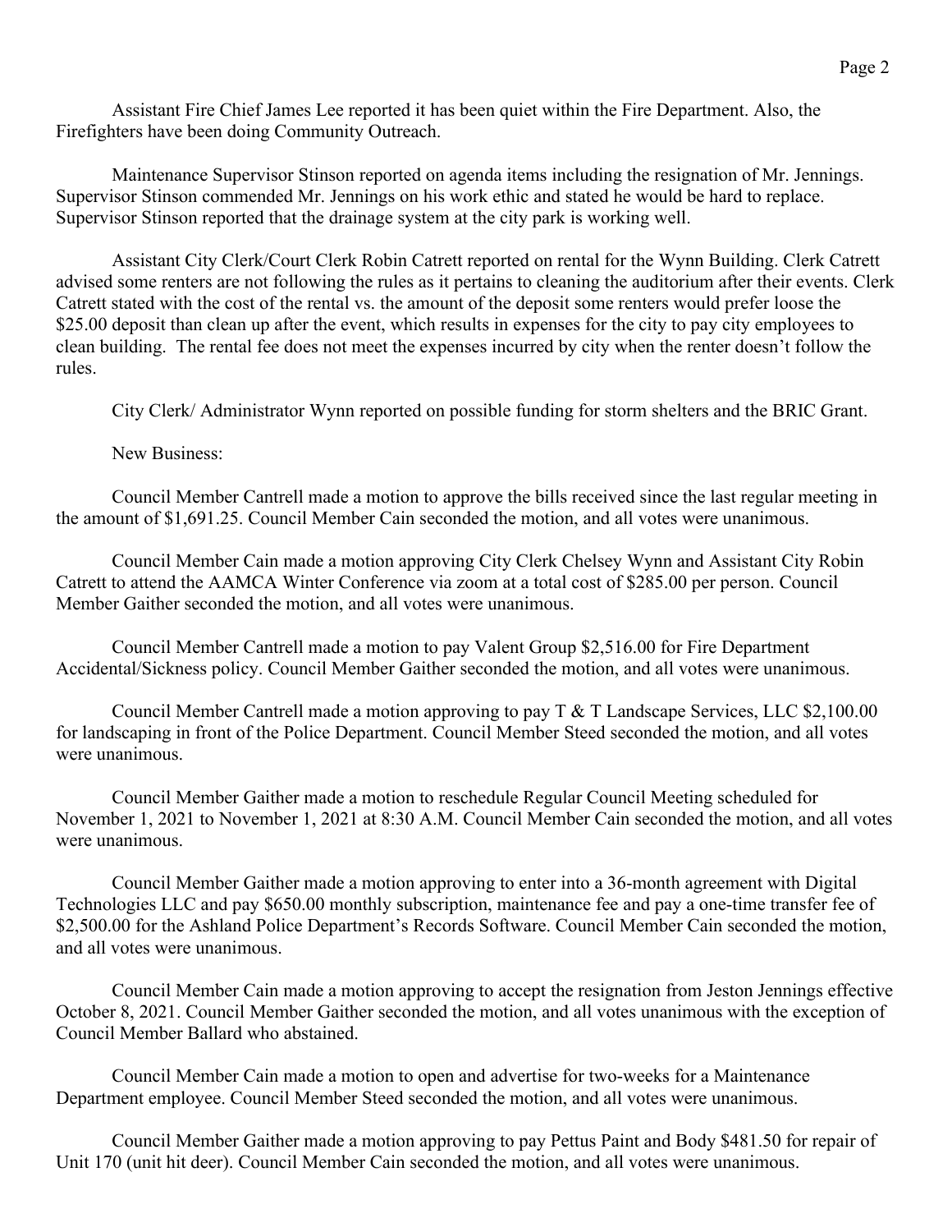Assistant Fire Chief James Lee reported it has been quiet within the Fire Department. Also, the Firefighters have been doing Community Outreach.

Maintenance Supervisor Stinson reported on agenda items including the resignation of Mr. Jennings. Supervisor Stinson commended Mr. Jennings on his work ethic and stated he would be hard to replace. Supervisor Stinson reported that the drainage system at the city park is working well.

Assistant City Clerk/Court Clerk Robin Catrett reported on rental for the Wynn Building. Clerk Catrett advised some renters are not following the rules as it pertains to cleaning the auditorium after their events. Clerk Catrett stated with the cost of the rental vs. the amount of the deposit some renters would prefer loose the $25.00 deposit than clean up after the event, which results in expenses for the city to pay city employees to clean building. The rental fee does not meet the expenses incurred by city when the renter doesn't follow the rules.

City Clerk/ Administrator Wynn reported on possible funding for storm shelters and the BRIC Grant.

New Business:

Council Member Cantrell made a motion to approve the bills received since the last regular meeting in the amount of $1,691.25. Council Member Cain seconded the motion, and all votes were unanimous.

Council Member Cain made a motion approving City Clerk Chelsey Wynn and Assistant City Robin Catrett to attend the AAMCA Winter Conference via zoom at a total cost of $285.00 per person. Council Member Gaither seconded the motion, and all votes were unanimous.

Council Member Cantrell made a motion to pay Valent Group $2,516.00 for Fire Department Accidental/Sickness policy. Council Member Gaither seconded the motion, and all votes were unanimous.

Council Member Cantrell made a motion approving to pay T & T Landscape Services, LLC $2,100.00 for landscaping in front of the Police Department. Council Member Steed seconded the motion, and all votes were unanimous.

Council Member Gaither made a motion to reschedule Regular Council Meeting scheduled for November 1, 2021 to November 1, 2021 at 8:30 A.M. Council Member Cain seconded the motion, and all votes were unanimous.

Council Member Gaither made a motion approving to enter into a 36-month agreement with Digital Technologies LLC and pay $650.00 monthly subscription, maintenance fee and pay a one-time transfer fee of $2,500.00 for the Ashland Police Department's Records Software. Council Member Cain seconded the motion, and all votes were unanimous.

Council Member Cain made a motion approving to accept the resignation from Jeston Jennings effective October 8, 2021. Council Member Gaither seconded the motion, and all votes unanimous with the exception of Council Member Ballard who abstained.

Council Member Cain made a motion to open and advertise for two-weeks for a Maintenance Department employee. Council Member Steed seconded the motion, and all votes were unanimous.

Council Member Gaither made a motion approving to pay Pettus Paint and Body $481.50 for repair of Unit 170 (unit hit deer). Council Member Cain seconded the motion, and all votes were unanimous.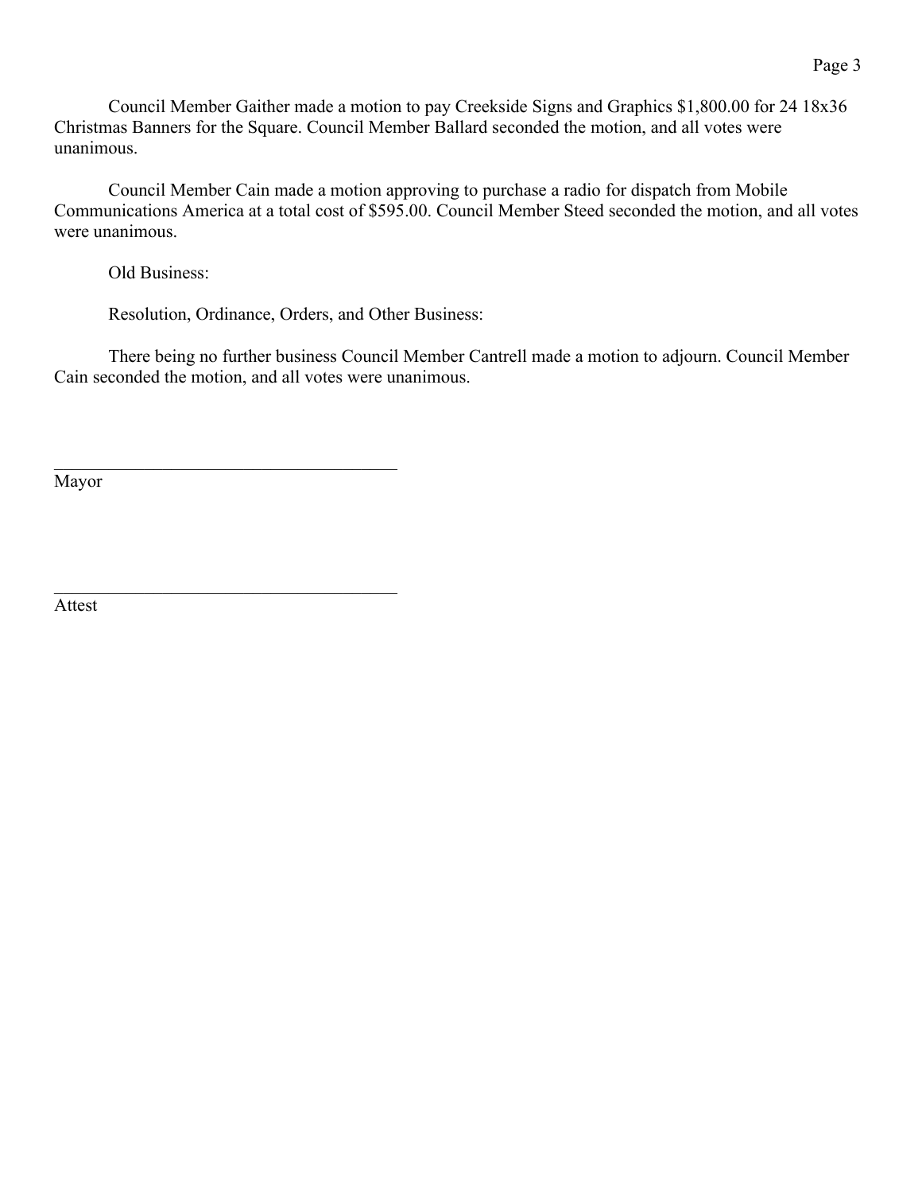Council Member Gaither made a motion to pay Creekside Signs and Graphics $1,800.00 for 24 18x36 Christmas Banners for the Square. Council Member Ballard seconded the motion, and all votes were unanimous.

Council Member Cain made a motion approving to purchase a radio for dispatch from Mobile Communications America at a total cost of $595.00. Council Member Steed seconded the motion, and all votes were unanimous.

Old Business:

Resolution, Ordinance, Orders, and Other Business:

There being no further business Council Member Cantrell made a motion to adjourn. Council Member Cain seconded the motion, and all votes were unanimous.

\_\_\_\_\_\_\_\_\_\_\_\_\_\_\_\_\_\_\_\_\_\_\_\_\_\_\_\_\_\_\_\_\_\_\_\_\_\_\_\_

Mayor

\_\_\_\_\_\_\_\_\_\_\_\_\_\_\_\_\_\_\_\_\_\_\_\_\_\_\_\_\_\_\_\_\_\_\_\_\_\_\_\_

Attest